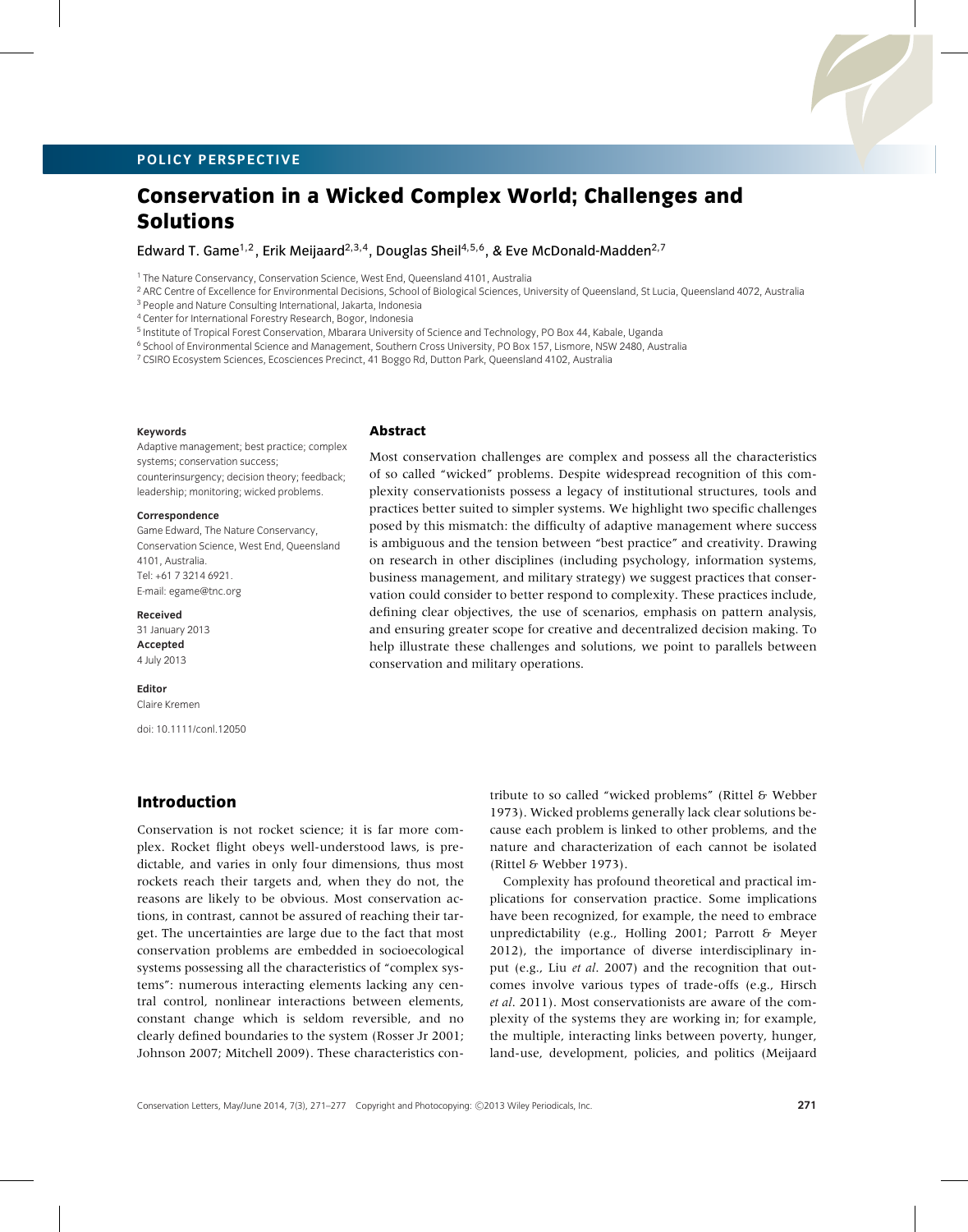POLICY PERSPECTIVE

# Conservation in a Wicked Complex World; Challenges and Solutions

Edward T. Game[1,2], Erik Meijaard[2,3,4], Douglas Sheil[4,5,6], & Eve McDonald-Madden[2,7]

[1] The Nature Conservancy, Conservation Science, West End, Queensland 4101, Australia
[2] ARC Centre of Excellence for Environmental Decisions, School of Biological Sciences, University of Queensland, St Lucia, Queensland 4072, Australia
[3] People and Nature Consulting International, Jakarta, Indonesia
[4] Center for International Forestry Research, Bogor, Indonesia
[5] Institute of Tropical Forest Conservation, Mbarara University of Science and Technology, PO Box 44, Kabale, Uganda
[6] School of Environmental Science and Management, Southern Cross University, PO Box 157, Lismore, NSW 2480, Australia
[7] CSIRO Ecosystem Sciences, Ecosciences Precinct, 41 Boggo Rd, Dutton Park, Queensland 4102, Australia

**Keywords**
Adaptive management; best practice; complex systems; conservation success; counterinsurgency; decision theory; feedback; leadership; monitoring; wicked problems.

**Correspondence**
Game Edward, The Nature Conservancy, Conservation Science, West End, Queensland 4101, Australia.
Tel: +61 7 3214 6921.
E-mail: egame@tnc.org

**Received**
31 January 2013
**Accepted**
4 July 2013

**Editor**
Claire Kremen

doi: 10.1111/conl.12050

## Abstract

Most conservation challenges are complex and possess all the characteristics of so called "wicked" problems. Despite widespread recognition of this complexity conservationists possess a legacy of institutional structures, tools and practices better suited to simpler systems. We highlight two specific challenges posed by this mismatch: the difficulty of adaptive management where success is ambiguous and the tension between "best practice" and creativity. Drawing on research in other disciplines (including psychology, information systems, business management, and military strategy) we suggest practices that conservation could consider to better respond to complexity. These practices include, defining clear objectives, the use of scenarios, emphasis on pattern analysis, and ensuring greater scope for creative and decentralized decision making. To help illustrate these challenges and solutions, we point to parallels between conservation and military operations.

## Introduction

Conservation is not rocket science; it is far more complex. Rocket flight obeys well-understood laws, is predictable, and varies in only four dimensions, thus most rockets reach their targets and, when they do not, the reasons are likely to be obvious. Most conservation actions, in contrast, cannot be assured of reaching their target. The uncertainties are large due to the fact that most conservation problems are embedded in socioecological systems possessing all the characteristics of "complex systems": numerous interacting elements lacking any central control, nonlinear interactions between elements, constant change which is seldom reversible, and no clearly defined boundaries to the system (Rosser Jr 2001; Johnson 2007; Mitchell 2009). These characteristics contribute to so called "wicked problems" (Rittel & Webber 1973). Wicked problems generally lack clear solutions because each problem is linked to other problems, and the nature and characterization of each cannot be isolated (Rittel & Webber 1973).

Complexity has profound theoretical and practical implications for conservation practice. Some implications have been recognized, for example, the need to embrace unpredictability (e.g., Holling 2001; Parrott & Meyer 2012), the importance of diverse interdisciplinary input (e.g., Liu *et al*. 2007) and the recognition that outcomes involve various types of trade-offs (e.g., Hirsch *et al*. 2011). Most conservationists are aware of the complexity of the systems they are working in; for example, the multiple, interacting links between poverty, hunger, land-use, development, policies, and politics (Meijaard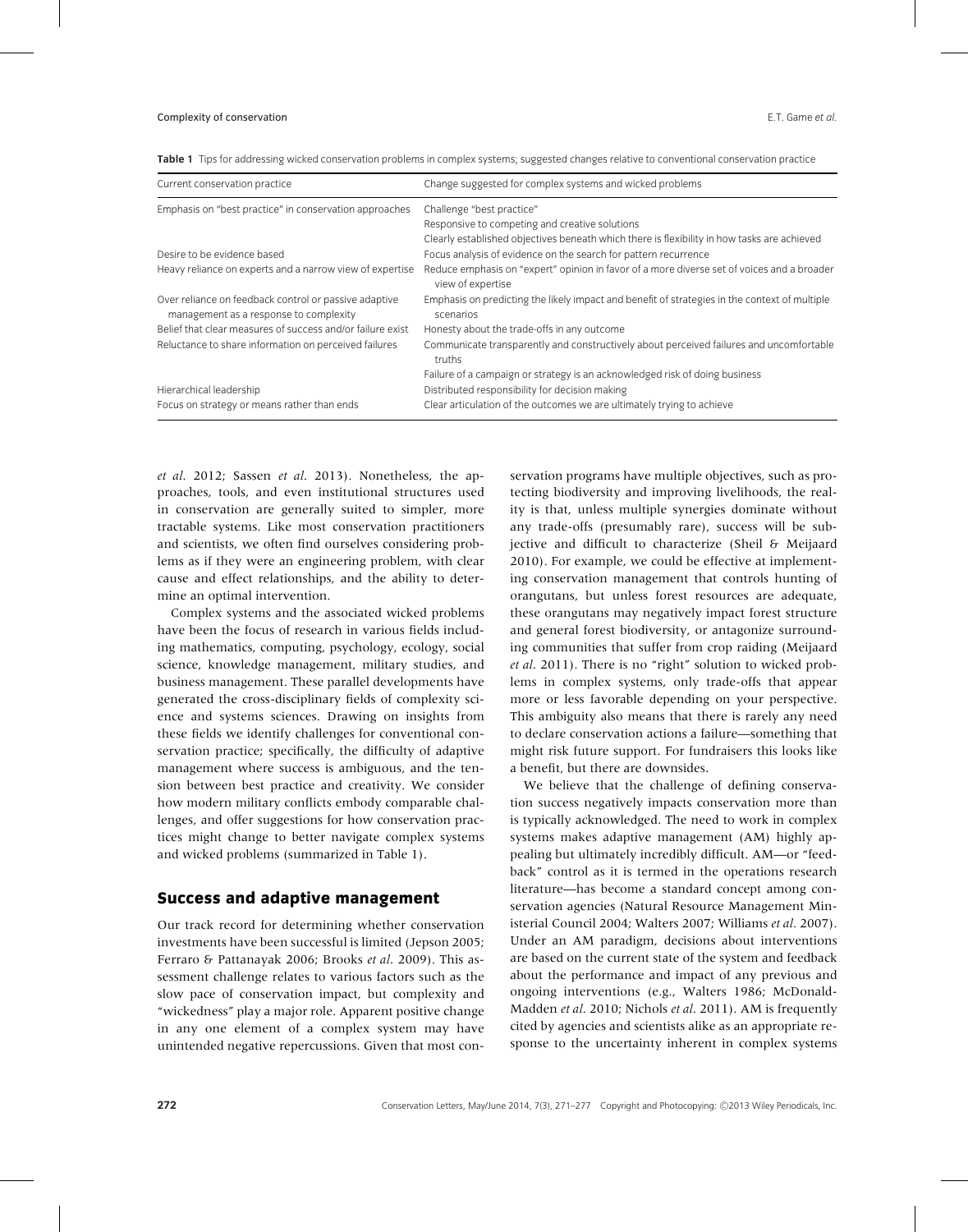**Table 1** Tips for addressing wicked conservation problems in complex systems; suggested changes relative to conventional conservation practice

| Current conservation practice | Change suggested for complex systems and wicked problems |
| --- | --- |
| Emphasis on "best practice" in conservation approaches | Challenge "best practice" |
| | Responsive to competing and creative solutions |
| | Clearly established objectives beneath which there is flexibility in how tasks are achieved |
| Desire to be evidence based | Focus analysis of evidence on the search for pattern recurrence |
| Heavy reliance on experts and a narrow view of expertise | Reduce emphasis on "expert" opinion in favor of a more diverse set of voices and a broader view of expertise |
| Over reliance on feedback control or passive adaptive management as a response to complexity | Emphasis on predicting the likely impact and benefit of strategies in the context of multiple scenarios |
| Belief that clear measures of success and/or failure exist | Honesty about the trade-offs in any outcome |
| Reluctance to share information on perceived failures | Communicate transparently and constructively about perceived failures and uncomfortable truths |
| | Failure of a campaign or strategy is an acknowledged risk of doing business |
| Hierarchical leadership | Distributed responsibility for decision making |
| Focus on strategy or means rather than ends | Clear articulation of the outcomes we are ultimately trying to achieve |

*et al.* 2012; Sassen *et al.* 2013). Nonetheless, the approaches, tools, and even institutional structures used in conservation are generally suited to simpler, more tractable systems. Like most conservation practitioners and scientists, we often find ourselves considering problems as if they were an engineering problem, with clear cause and effect relationships, and the ability to determine an optimal intervention.

Complex systems and the associated wicked problems have been the focus of research in various fields including mathematics, computing, psychology, ecology, social science, knowledge management, military studies, and business management. These parallel developments have generated the cross-disciplinary fields of complexity science and systems sciences. Drawing on insights from these fields we identify challenges for conventional conservation practice; specifically, the difficulty of adaptive management where success is ambiguous, and the tension between best practice and creativity. We consider how modern military conflicts embody comparable challenges, and offer suggestions for how conservation practices might change to better navigate complex systems and wicked problems (summarized in Table 1).

## Success and adaptive management

Our track record for determining whether conservation investments have been successful is limited (Jepson 2005; Ferraro & Pattanayak 2006; Brooks *et al.* 2009). This assessment challenge relates to various factors such as the slow pace of conservation impact, but complexity and "wickedness" play a major role. Apparent positive change in any one element of a complex system may have unintended negative repercussions. Given that most conservation programs have multiple objectives, such as protecting biodiversity and improving livelihoods, the reality is that, unless multiple synergies dominate without any trade-offs (presumably rare), success will be subjective and difficult to characterize (Sheil & Meijaard 2010). For example, we could be effective at implementing conservation management that controls hunting of orangutans, but unless forest resources are adequate, these orangutans may negatively impact forest structure and general forest biodiversity, or antagonize surrounding communities that suffer from crop raiding (Meijaard *et al.* 2011). There is no "right" solution to wicked problems in complex systems, only trade-offs that appear more or less favorable depending on your perspective. This ambiguity also means that there is rarely any need to declare conservation actions a failure—something that might risk future support. For fundraisers this looks like a benefit, but there are downsides.

We believe that the challenge of defining conservation success negatively impacts conservation more than is typically acknowledged. The need to work in complex systems makes adaptive management (AM) highly appealing but ultimately incredibly difficult. AM—or "feedback" control as it is termed in the operations research literature—has become a standard concept among conservation agencies (Natural Resource Management Ministerial Council 2004; Walters 2007; Williams *et al.* 2007). Under an AM paradigm, decisions about interventions are based on the current state of the system and feedback about the performance and impact of any previous and ongoing interventions (e.g., Walters 1986; McDonald-Madden *et al.* 2010; Nichols *et al.* 2011). AM is frequently cited by agencies and scientists alike as an appropriate response to the uncertainty inherent in complex systems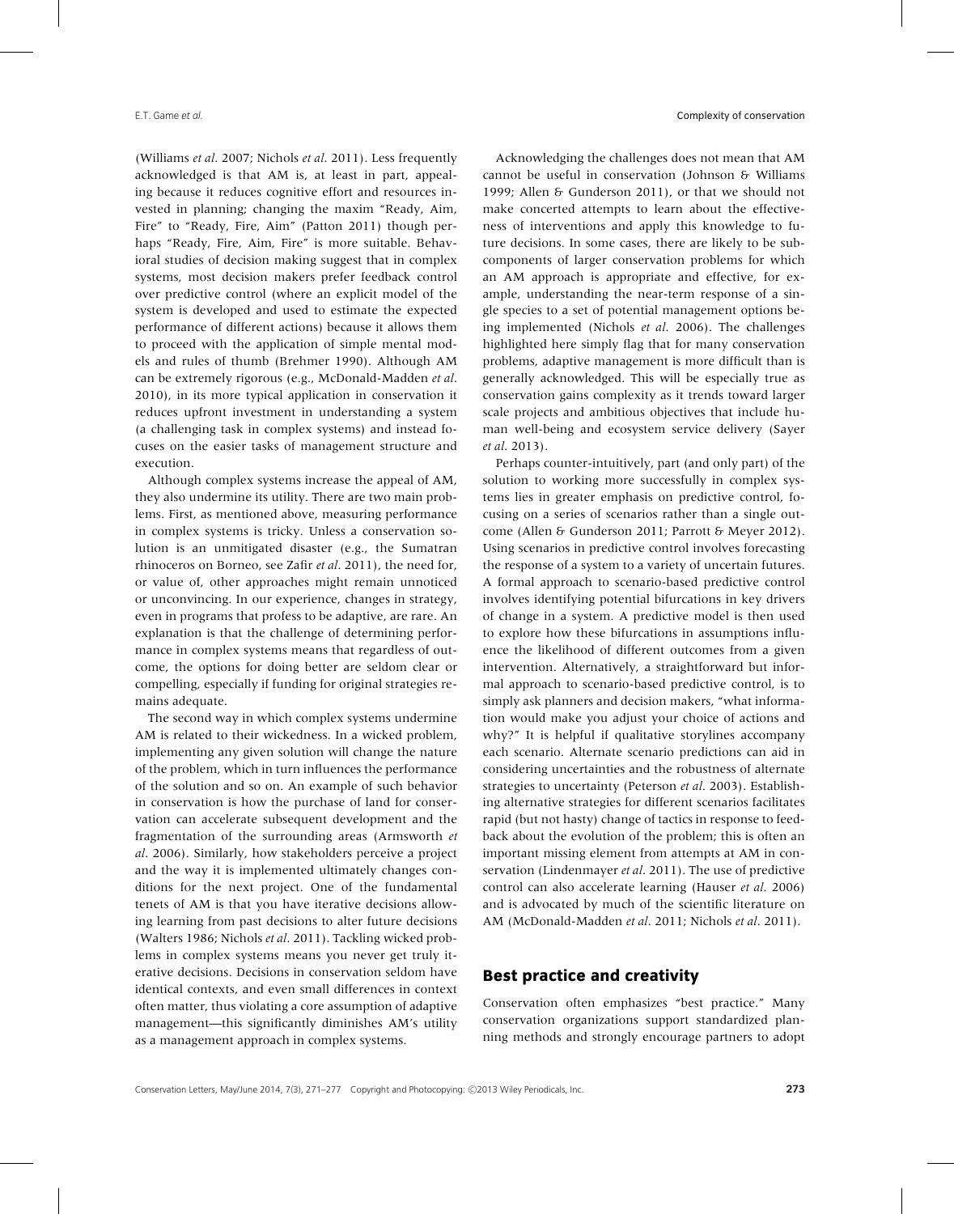(Williams *et al*. 2007; Nichols *et al*. 2011). Less frequently acknowledged is that AM is, at least in part, appealing because it reduces cognitive effort and resources invested in planning; changing the maxim "Ready, Aim, Fire" to "Ready, Fire, Aim" (Patton 2011) though perhaps "Ready, Fire, Aim, Fire" is more suitable. Behavioral studies of decision making suggest that in complex systems, most decision makers prefer feedback control over predictive control (where an explicit model of the system is developed and used to estimate the expected performance of different actions) because it allows them to proceed with the application of simple mental models and rules of thumb (Brehmer 1990). Although AM can be extremely rigorous (e.g., McDonald-Madden *et al*. 2010), in its more typical application in conservation it reduces upfront investment in understanding a system (a challenging task in complex systems) and instead focuses on the easier tasks of management structure and execution.

Although complex systems increase the appeal of AM, they also undermine its utility. There are two main problems. First, as mentioned above, measuring performance in complex systems is tricky. Unless a conservation solution is an unmitigated disaster (e.g., the Sumatran rhinoceros on Borneo, see Zafir *et al*. 2011), the need for, or value of, other approaches might remain unnoticed or unconvincing. In our experience, changes in strategy, even in programs that profess to be adaptive, are rare. An explanation is that the challenge of determining performance in complex systems means that regardless of outcome, the options for doing better are seldom clear or compelling, especially if funding for original strategies remains adequate.

The second way in which complex systems undermine AM is related to their wickedness. In a wicked problem, implementing any given solution will change the nature of the problem, which in turn influences the performance of the solution and so on. An example of such behavior in conservation is how the purchase of land for conservation can accelerate subsequent development and the fragmentation of the surrounding areas (Armsworth *et al*. 2006). Similarly, how stakeholders perceive a project and the way it is implemented ultimately changes conditions for the next project. One of the fundamental tenets of AM is that you have iterative decisions allowing learning from past decisions to alter future decisions (Walters 1986; Nichols *et al*. 2011). Tackling wicked problems in complex systems means you never get truly iterative decisions. Decisions in conservation seldom have identical contexts, and even small differences in context often matter, thus violating a core assumption of adaptive management—this significantly diminishes AM's utility as a management approach in complex systems.

Acknowledging the challenges does not mean that AM cannot be useful in conservation (Johnson & Williams 1999; Allen & Gunderson 2011), or that we should not make concerted attempts to learn about the effectiveness of interventions and apply this knowledge to future decisions. In some cases, there are likely to be subcomponents of larger conservation problems for which an AM approach is appropriate and effective, for example, understanding the near-term response of a single species to a set of potential management options being implemented (Nichols *et al*. 2006). The challenges highlighted here simply flag that for many conservation problems, adaptive management is more difficult than is generally acknowledged. This will be especially true as conservation gains complexity as it trends toward larger scale projects and ambitious objectives that include human well-being and ecosystem service delivery (Sayer *et al*. 2013).

Perhaps counter-intuitively, part (and only part) of the solution to working more successfully in complex systems lies in greater emphasis on predictive control, focusing on a series of scenarios rather than a single outcome (Allen & Gunderson 2011; Parrott & Meyer 2012). Using scenarios in predictive control involves forecasting the response of a system to a variety of uncertain futures. A formal approach to scenario-based predictive control involves identifying potential bifurcations in key drivers of change in a system. A predictive model is then used to explore how these bifurcations in assumptions influence the likelihood of different outcomes from a given intervention. Alternatively, a straightforward but informal approach to scenario-based predictive control, is to simply ask planners and decision makers, "what information would make you adjust your choice of actions and why?" It is helpful if qualitative storylines accompany each scenario. Alternate scenario predictions can aid in considering uncertainties and the robustness of alternate strategies to uncertainty (Peterson *et al*. 2003). Establishing alternative strategies for different scenarios facilitates rapid (but not hasty) change of tactics in response to feedback about the evolution of the problem; this is often an important missing element from attempts at AM in conservation (Lindenmayer *et al*. 2011). The use of predictive control can also accelerate learning (Hauser *et al*. 2006) and is advocated by much of the scientific literature on AM (McDonald-Madden *et al*. 2011; Nichols *et al*. 2011).

## Best practice and creativity

Conservation often emphasizes "best practice." Many conservation organizations support standardized planning methods and strongly encourage partners to adopt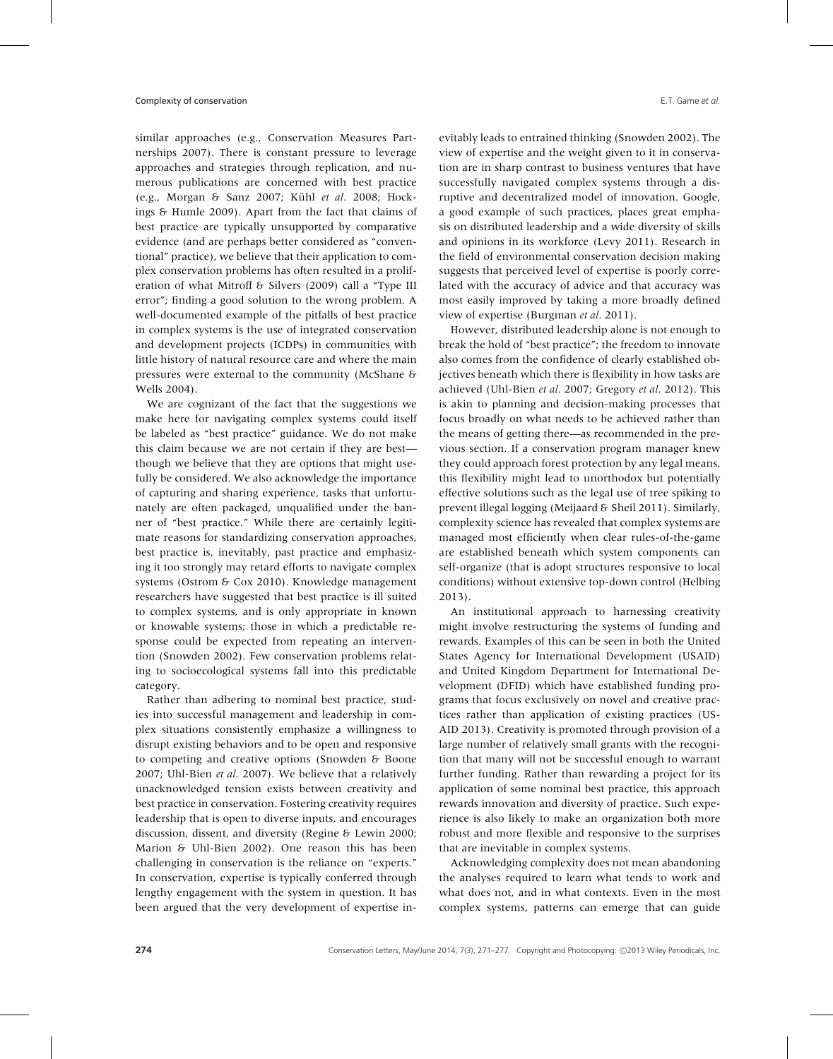similar approaches (e.g., Conservation Measures Partnerships 2007). There is constant pressure to leverage approaches and strategies through replication, and numerous publications are concerned with best practice (e.g., Morgan & Sanz 2007; Kühl *et al*. 2008; Hockings & Humle 2009). Apart from the fact that claims of best practice are typically unsupported by comparative evidence (and are perhaps better considered as "conventional" practice), we believe that their application to complex conservation problems has often resulted in a proliferation of what Mitroff & Silvers (2009) call a "Type III error"; finding a good solution to the wrong problem. A well-documented example of the pitfalls of best practice in complex systems is the use of integrated conservation and development projects (ICDPs) in communities with little history of natural resource care and where the main pressures were external to the community (McShane & Wells 2004).

We are cognizant of the fact that the suggestions we make here for navigating complex systems could itself be labeled as "best practice" guidance. We do not make this claim because we are not certain if they are best—though we believe that they are options that might usefully be considered. We also acknowledge the importance of capturing and sharing experience, tasks that unfortunately are often packaged, unqualified under the banner of "best practice." While there are certainly legitimate reasons for standardizing conservation approaches, best practice is, inevitably, past practice and emphasizing it too strongly may retard efforts to navigate complex systems (Ostrom & Cox 2010). Knowledge management researchers have suggested that best practice is ill suited to complex systems, and is only appropriate in known or knowable systems; those in which a predictable response could be expected from repeating an intervention (Snowden 2002). Few conservation problems relating to socioecological systems fall into this predictable category.

Rather than adhering to nominal best practice, studies into successful management and leadership in complex situations consistently emphasize a willingness to disrupt existing behaviors and to be open and responsive to competing and creative options (Snowden & Boone 2007; Uhl-Bien *et al*. 2007). We believe that a relatively unacknowledged tension exists between creativity and best practice in conservation. Fostering creativity requires leadership that is open to diverse inputs, and encourages discussion, dissent, and diversity (Regine & Lewin 2000; Marion & Uhl-Bien 2002). One reason this has been challenging in conservation is the reliance on "experts." In conservation, expertise is typically conferred through lengthy engagement with the system in question. It has been argued that the very development of expertise inevitably leads to entrained thinking (Snowden 2002). The view of expertise and the weight given to it in conservation are in sharp contrast to business ventures that have successfully navigated complex systems through a disruptive and decentralized model of innovation. Google, a good example of such practices, places great emphasis on distributed leadership and a wide diversity of skills and opinions in its workforce (Levy 2011). Research in the field of environmental conservation decision making suggests that perceived level of expertise is poorly correlated with the accuracy of advice and that accuracy was most easily improved by taking a more broadly defined view of expertise (Burgman *et al*. 2011).

However, distributed leadership alone is not enough to break the hold of "best practice"; the freedom to innovate also comes from the confidence of clearly established objectives beneath which there is flexibility in how tasks are achieved (Uhl-Bien *et al*. 2007; Gregory *et al*. 2012). This is akin to planning and decision-making processes that focus broadly on what needs to be achieved rather than the means of getting there—as recommended in the previous section. If a conservation program manager knew they could approach forest protection by any legal means, this flexibility might lead to unorthodox but potentially effective solutions such as the legal use of tree spiking to prevent illegal logging (Meijaard & Sheil 2011). Similarly, complexity science has revealed that complex systems are managed most efficiently when clear rules-of-the-game are established beneath which system components can self-organize (that is adopt structures responsive to local conditions) without extensive top-down control (Helbing 2013).

An institutional approach to harnessing creativity might involve restructuring the systems of funding and rewards. Examples of this can be seen in both the United States Agency for International Development (USAID) and United Kingdom Department for International Development (DFID) which have established funding programs that focus exclusively on novel and creative practices rather than application of existing practices (USAID 2013). Creativity is promoted through provision of a large number of relatively small grants with the recognition that many will not be successful enough to warrant further funding. Rather than rewarding a project for its application of some nominal best practice, this approach rewards innovation and diversity of practice. Such experience is also likely to make an organization both more robust and more flexible and responsive to the surprises that are inevitable in complex systems.

Acknowledging complexity does not mean abandoning the analyses required to learn what tends to work and what does not, and in what contexts. Even in the most complex systems, patterns can emerge that can guide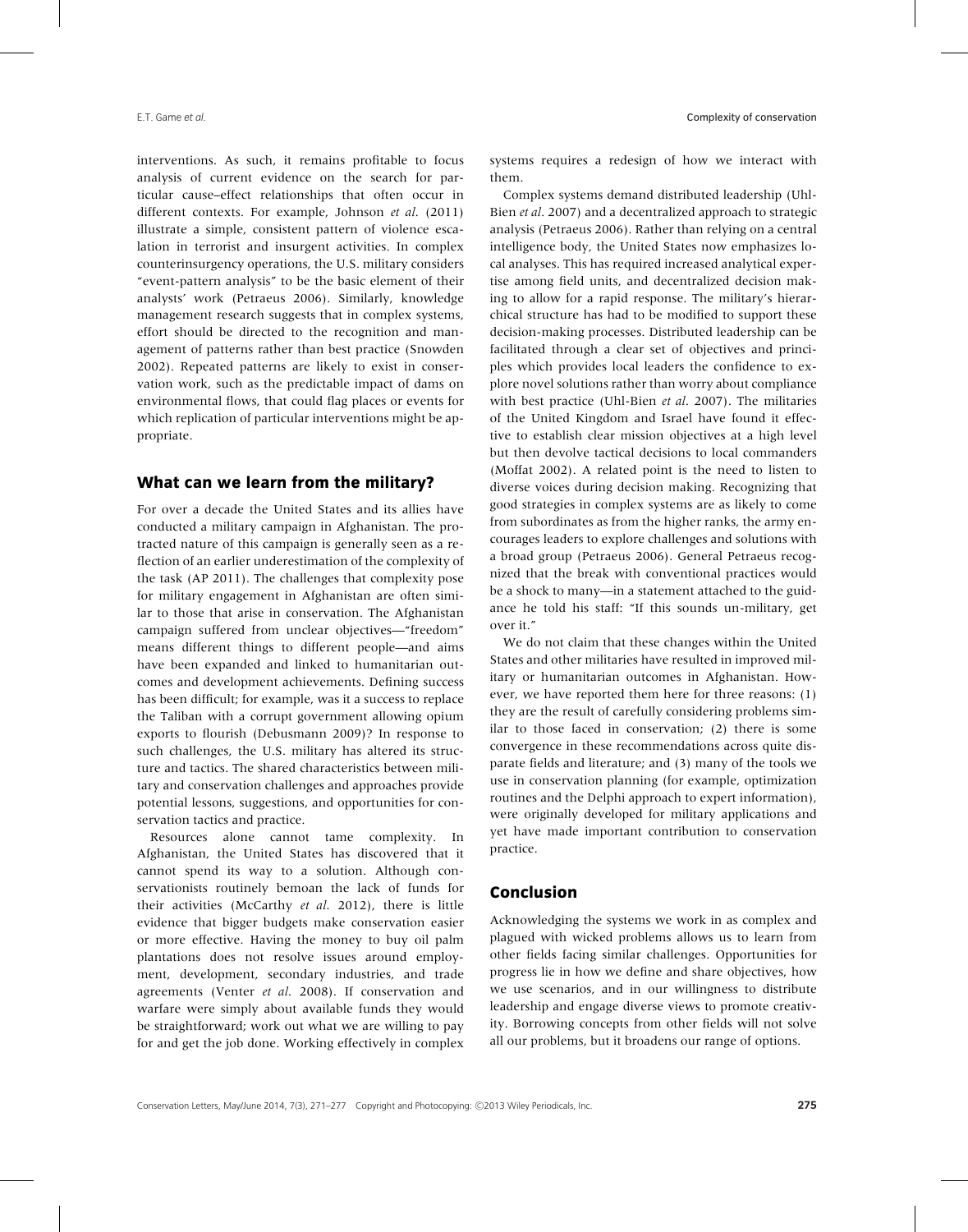interventions. As such, it remains profitable to focus analysis of current evidence on the search for particular cause–effect relationships that often occur in different contexts. For example, Johnson *et al.* (2011) illustrate a simple, consistent pattern of violence escalation in terrorist and insurgent activities. In complex counterinsurgency operations, the U.S. military considers "event-pattern analysis" to be the basic element of their analysts' work (Petraeus 2006). Similarly, knowledge management research suggests that in complex systems, effort should be directed to the recognition and management of patterns rather than best practice (Snowden 2002). Repeated patterns are likely to exist in conservation work, such as the predictable impact of dams on environmental flows, that could flag places or events for which replication of particular interventions might be appropriate.

## What can we learn from the military?

For over a decade the United States and its allies have conducted a military campaign in Afghanistan. The protracted nature of this campaign is generally seen as a reflection of an earlier underestimation of the complexity of the task (AP 2011). The challenges that complexity pose for military engagement in Afghanistan are often similar to those that arise in conservation. The Afghanistan campaign suffered from unclear objectives—"freedom" means different things to different people—and aims have been expanded and linked to humanitarian outcomes and development achievements. Defining success has been difficult; for example, was it a success to replace the Taliban with a corrupt government allowing opium exports to flourish (Debusmann 2009)? In response to such challenges, the U.S. military has altered its structure and tactics. The shared characteristics between military and conservation challenges and approaches provide potential lessons, suggestions, and opportunities for conservation tactics and practice.

Resources alone cannot tame complexity. In Afghanistan, the United States has discovered that it cannot spend its way to a solution. Although conservationists routinely bemoan the lack of funds for their activities (McCarthy *et al.* 2012), there is little evidence that bigger budgets make conservation easier or more effective. Having the money to buy oil palm plantations does not resolve issues around employment, development, secondary industries, and trade agreements (Venter *et al.* 2008). If conservation and warfare were simply about available funds they would be straightforward; work out what we are willing to pay for and get the job done. Working effectively in complex systems requires a redesign of how we interact with them.

Complex systems demand distributed leadership (Uhl-Bien *et al.* 2007) and a decentralized approach to strategic analysis (Petraeus 2006). Rather than relying on a central intelligence body, the United States now emphasizes local analyses. This has required increased analytical expertise among field units, and decentralized decision making to allow for a rapid response. The military's hierarchical structure has had to be modified to support these decision-making processes. Distributed leadership can be facilitated through a clear set of objectives and principles which provides local leaders the confidence to explore novel solutions rather than worry about compliance with best practice (Uhl-Bien *et al.* 2007). The militaries of the United Kingdom and Israel have found it effective to establish clear mission objectives at a high level but then devolve tactical decisions to local commanders (Moffat 2002). A related point is the need to listen to diverse voices during decision making. Recognizing that good strategies in complex systems are as likely to come from subordinates as from the higher ranks, the army encourages leaders to explore challenges and solutions with a broad group (Petraeus 2006). General Petraeus recognized that the break with conventional practices would be a shock to many—in a statement attached to the guidance he told his staff: "If this sounds un-military, get over it."

We do not claim that these changes within the United States and other militaries have resulted in improved military or humanitarian outcomes in Afghanistan. However, we have reported them here for three reasons: (1) they are the result of carefully considering problems similar to those faced in conservation; (2) there is some convergence in these recommendations across quite disparate fields and literature; and (3) many of the tools we use in conservation planning (for example, optimization routines and the Delphi approach to expert information), were originally developed for military applications and yet have made important contribution to conservation practice.

## Conclusion

Acknowledging the systems we work in as complex and plagued with wicked problems allows us to learn from other fields facing similar challenges. Opportunities for progress lie in how we define and share objectives, how we use scenarios, and in our willingness to distribute leadership and engage diverse views to promote creativity. Borrowing concepts from other fields will not solve all our problems, but it broadens our range of options.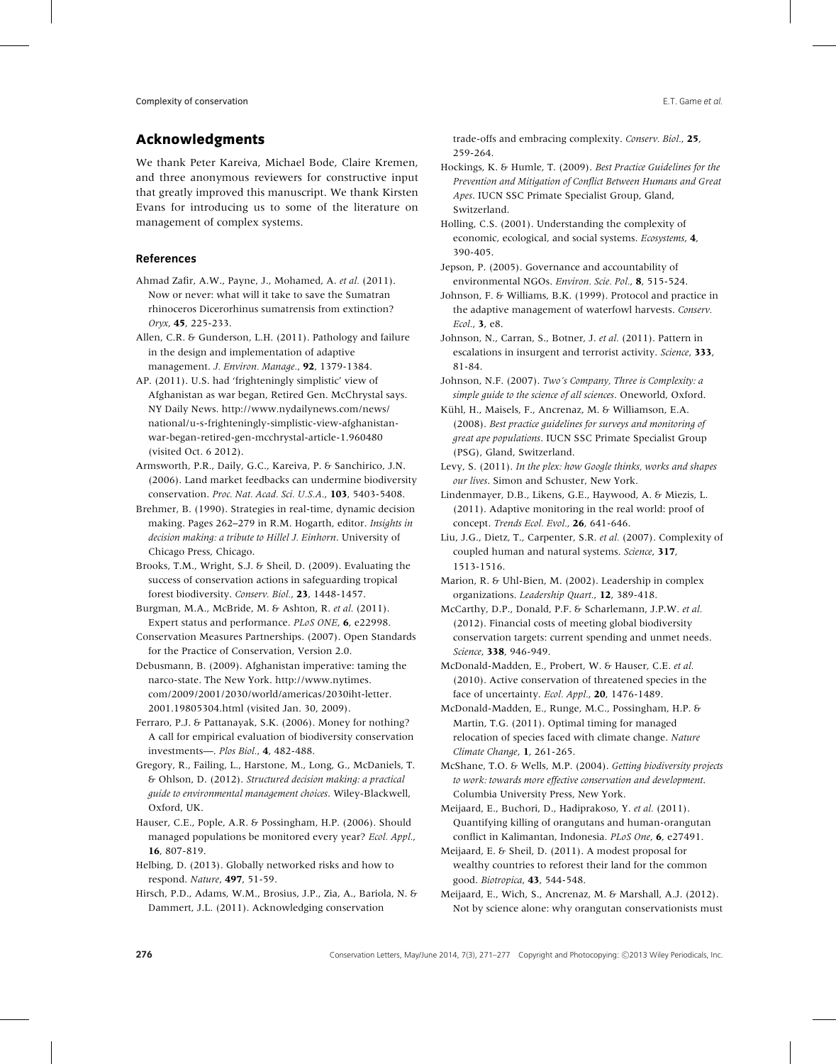## Acknowledgments

We thank Peter Kareiva, Michael Bode, Claire Kremen, and three anonymous reviewers for constructive input that greatly improved this manuscript. We thank Kirsten Evans for introducing us to some of the literature on management of complex systems.

### References

Ahmad Zafir, A.W., Payne, J., Mohamed, A. *et al.* (2011). Now or never: what will it take to save the Sumatran rhinoceros Dicerorhinus sumatrensis from extinction? *Oryx*, **45**, 225-233.

Allen, C.R. & Gunderson, L.H. (2011). Pathology and failure in the design and implementation of adaptive management. *J. Environ. Manage.*, **92**, 1379-1384.

AP. (2011). U.S. had 'frighteningly simplistic' view of Afghanistan as war began, Retired Gen. McChrystal says. NY Daily News. http://www.nydailynews.com/news/national/u-s-frighteningly-simplistic-view-afghanistan-war-began-retired-gen-mcchrystal-article-1.960480 (visited Oct. 6 2012).

Armsworth, P.R., Daily, G.C., Kareiva, P. & Sanchirico, J.N. (2006). Land market feedbacks can undermine biodiversity conservation. *Proc. Nat. Acad. Sci. U.S.A.*, **103**, 5403-5408.

Brehmer, B. (1990). Strategies in real-time, dynamic decision making. Pages 262–279 in R.M. Hogarth, editor. *Insights in decision making: a tribute to Hillel J. Einhorn*. University of Chicago Press, Chicago.

Brooks, T.M., Wright, S.J. & Sheil, D. (2009). Evaluating the success of conservation actions in safeguarding tropical forest biodiversity. *Conserv. Biol.*, **23**, 1448-1457.

Burgman, M.A., McBride, M. & Ashton, R. *et al.* (2011). Expert status and performance. *PLoS ONE*, **6**, e22998.

Conservation Measures Partnerships. (2007). Open Standards for the Practice of Conservation, Version 2.0.

Debusmann, B. (2009). Afghanistan imperative: taming the narco-state. The New York. http://www.nytimes.com/2009/2001/2030/world/americas/2030iht-letter.2001.19805304.html (visited Jan. 30, 2009).

Ferraro, P.J. & Pattanayak, S.K. (2006). Money for nothing? A call for empirical evaluation of biodiversity conservation investments—. *Plos Biol.*, **4**, 482-488.

Gregory, R., Failing, L., Harstone, M., Long, G., McDaniels, T. & Ohlson, D. (2012). *Structured decision making: a practical guide to environmental management choices*. Wiley-Blackwell, Oxford, UK.

Hauser, C.E., Pople, A.R. & Possingham, H.P. (2006). Should managed populations be monitored every year? *Ecol. Appl.*, **16**, 807-819.

Helbing, D. (2013). Globally networked risks and how to respond. *Nature*, **497**, 51-59.

Hirsch, P.D., Adams, W.M., Brosius, J.P., Zia, A., Bariola, N. & Dammert, J.L. (2011). Acknowledging conservation trade-offs and embracing complexity. *Conserv. Biol.*, **25**, 259-264.

Hockings, K. & Humle, T. (2009). *Best Practice Guidelines for the Prevention and Mitigation of Conflict Between Humans and Great Apes*. IUCN SSC Primate Specialist Group, Gland, Switzerland.

Holling, C.S. (2001). Understanding the complexity of economic, ecological, and social systems. *Ecosystems*, **4**, 390-405.

Jepson, P. (2005). Governance and accountability of environmental NGOs. *Environ. Scie. Pol.*, **8**, 515-524.

Johnson, F. & Williams, B.K. (1999). Protocol and practice in the adaptive management of waterfowl harvests. *Conserv. Ecol.*, **3**, e8.

Johnson, N., Carran, S., Botner, J. *et al.* (2011). Pattern in escalations in insurgent and terrorist activity. *Science*, **333**, 81-84.

Johnson, N.F. (2007). *Two's Company, Three is Complexity: a simple guide to the science of all sciences*. Oneworld, Oxford.

Kühl, H., Maisels, F., Ancrenaz, M. & Williamson, E.A. (2008). *Best practice guidelines for surveys and monitoring of great ape populations*. IUCN SSC Primate Specialist Group (PSG), Gland, Switzerland.

Levy, S. (2011). *In the plex: how Google thinks, works and shapes our lives*. Simon and Schuster, New York.

Lindenmayer, D.B., Likens, G.E., Haywood, A. & Miezis, L. (2011). Adaptive monitoring in the real world: proof of concept. *Trends Ecol. Evol.*, **26**, 641-646.

Liu, J.G., Dietz, T., Carpenter, S.R. *et al.* (2007). Complexity of coupled human and natural systems. *Science*, **317**, 1513-1516.

Marion, R. & Uhl-Bien, M. (2002). Leadership in complex organizations. *Leadership Quart.*, **12**, 389-418.

McCarthy, D.P., Donald, P.F. & Scharlemann, J.P.W. *et al.* (2012). Financial costs of meeting global biodiversity conservation targets: current spending and unmet needs. *Science*, **338**, 946-949.

McDonald-Madden, E., Probert, W. & Hauser, C.E. *et al.* (2010). Active conservation of threatened species in the face of uncertainty. *Ecol. Appl.*, **20**, 1476-1489.

McDonald-Madden, E., Runge, M.C., Possingham, H.P. & Martin, T.G. (2011). Optimal timing for managed relocation of species faced with climate change. *Nature Climate Change*, **1**, 261-265.

McShane, T.O. & Wells, M.P. (2004). *Getting biodiversity projects to work: towards more effective conservation and development*. Columbia University Press, New York.

Meijaard, E., Buchori, D., Hadiprakoso, Y. *et al.* (2011). Quantifying killing of orangutans and human-orangutan conflict in Kalimantan, Indonesia. *PLoS One*, **6**, e27491.

Meijaard, E. & Sheil, D. (2011). A modest proposal for wealthy countries to reforest their land for the common good. *Biotropica*, **43**, 544-548.

Meijaard, E., Wich, S., Ancrenaz, M. & Marshall, A.J. (2012). Not by science alone: why orangutan conservationists must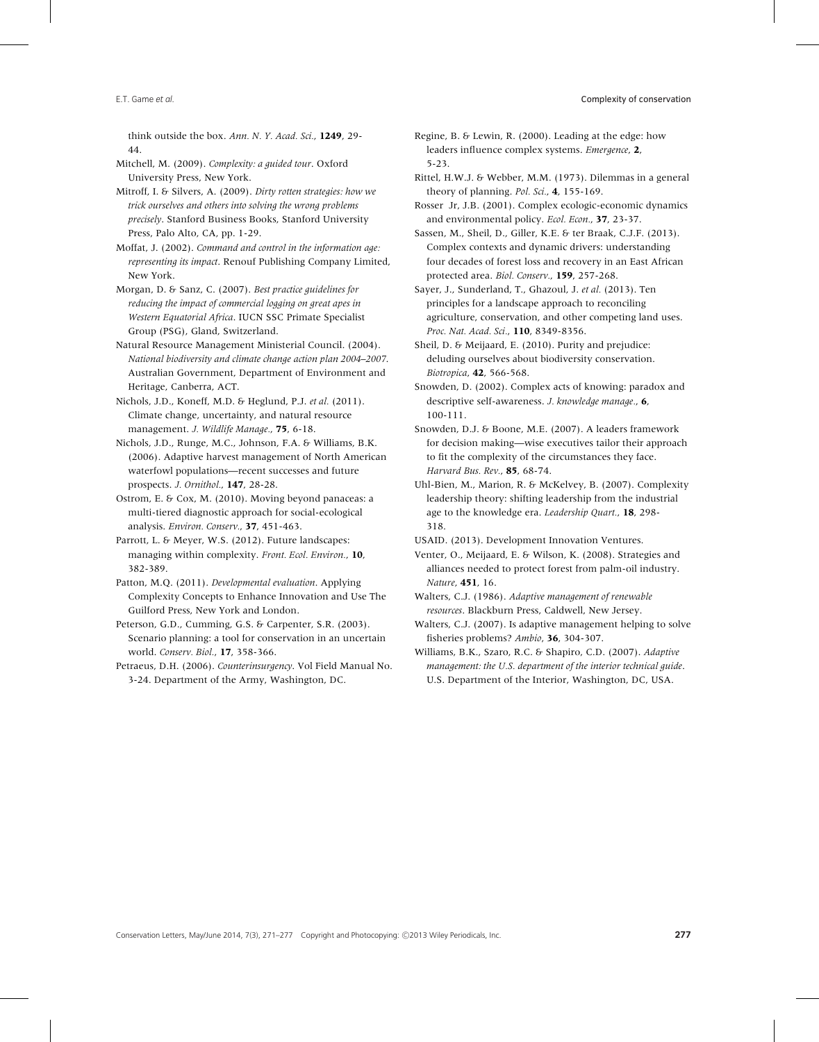think outside the box. *Ann. N. Y. Acad. Sci.*, **1249**, 29-44.

Mitchell, M. (2009). *Complexity: a guided tour*. Oxford University Press, New York.

Mitroff, I. & Silvers, A. (2009). *Dirty rotten strategies: how we trick ourselves and others into solving the wrong problems precisely*. Stanford Business Books, Stanford University Press, Palo Alto, CA, pp. 1-29.

Moffat, J. (2002). *Command and control in the information age: representing its impact*. Renouf Publishing Company Limited, New York.

Morgan, D. & Sanz, C. (2007). *Best practice guidelines for reducing the impact of commercial logging on great apes in Western Equatorial Africa*. IUCN SSC Primate Specialist Group (PSG), Gland, Switzerland.

Natural Resource Management Ministerial Council. (2004). *National biodiversity and climate change action plan 2004–2007*. Australian Government, Department of Environment and Heritage, Canberra, ACT.

Nichols, J.D., Koneff, M.D. & Heglund, P.J. *et al.* (2011). Climate change, uncertainty, and natural resource management. *J. Wildlife Manage.*, **75**, 6-18.

Nichols, J.D., Runge, M.C., Johnson, F.A. & Williams, B.K. (2006). Adaptive harvest management of North American waterfowl populations—recent successes and future prospects. *J. Ornithol.*, **147**, 28-28.

Ostrom, E. & Cox, M. (2010). Moving beyond panaceas: a multi-tiered diagnostic approach for social-ecological analysis. *Environ. Conserv.*, **37**, 451-463.

Parrott, L. & Meyer, W.S. (2012). Future landscapes: managing within complexity. *Front. Ecol. Environ.*, **10**, 382-389.

Patton, M.Q. (2011). *Developmental evaluation*. Applying Complexity Concepts to Enhance Innovation and Use The Guilford Press, New York and London.

Peterson, G.D., Cumming, G.S. & Carpenter, S.R. (2003). Scenario planning: a tool for conservation in an uncertain world. *Conserv. Biol.*, **17**, 358-366.

Petraeus, D.H. (2006). *Counterinsurgency*. Vol Field Manual No. 3-24. Department of the Army, Washington, DC.

Regine, B. & Lewin, R. (2000). Leading at the edge: how leaders influence complex systems. *Emergence*, **2**, 5-23.

Rittel, H.W.J. & Webber, M.M. (1973). Dilemmas in a general theory of planning. *Pol. Sci.*, **4**, 155-169.

Rosser Jr, J.B. (2001). Complex ecologic-economic dynamics and environmental policy. *Ecol. Econ.*, **37**, 23-37.

Sassen, M., Sheil, D., Giller, K.E. & ter Braak, C.J.F. (2013). Complex contexts and dynamic drivers: understanding four decades of forest loss and recovery in an East African protected area. *Biol. Conserv.*, **159**, 257-268.

Sayer, J., Sunderland, T., Ghazoul, J. *et al.* (2013). Ten principles for a landscape approach to reconciling agriculture, conservation, and other competing land uses. *Proc. Nat. Acad. Sci.*, **110**, 8349-8356.

Sheil, D. & Meijaard, E. (2010). Purity and prejudice: deluding ourselves about biodiversity conservation. *Biotropica*, **42**, 566-568.

Snowden, D. (2002). Complex acts of knowing: paradox and descriptive self-awareness. *J. knowledge manage.*, **6**, 100-111.

Snowden, D.J. & Boone, M.E. (2007). A leaders framework for decision making—wise executives tailor their approach to fit the complexity of the circumstances they face. *Harvard Bus. Rev.*, **85**, 68-74.

Uhl-Bien, M., Marion, R. & McKelvey, B. (2007). Complexity leadership theory: shifting leadership from the industrial age to the knowledge era. *Leadership Quart.*, **18**, 298-318.

USAID. (2013). Development Innovation Ventures.

Venter, O., Meijaard, E. & Wilson, K. (2008). Strategies and alliances needed to protect forest from palm-oil industry. *Nature*, **451**, 16.

Walters, C.J. (1986). *Adaptive management of renewable resources*. Blackburn Press, Caldwell, New Jersey.

Walters, C.J. (2007). Is adaptive management helping to solve fisheries problems? *Ambio*, **36**, 304-307.

Williams, B.K., Szaro, R.C. & Shapiro, C.D. (2007). *Adaptive management: the U.S. department of the interior technical guide*. U.S. Department of the Interior, Washington, DC, USA.